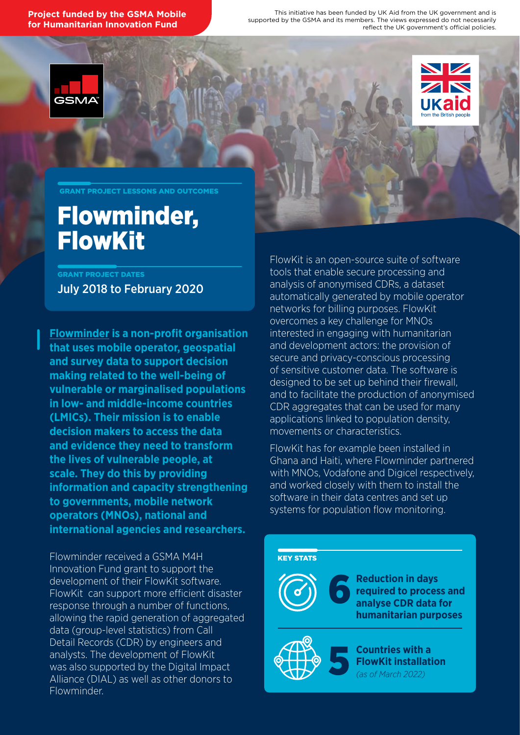**Project funded by the GSMA Mobile for Humanitarian Innovation Fund**

This initiative has been funded by UK Aid from the UK government and is supported by the GSMA and its members. The views expressed do not necessarily reflect the UK government's official policies.

GRANT PROJECT LESSONS AND OUTCOMES

# Flowminder, FlowKit

GRANT PROJECT DATES

July 2018 to February 2020

**Flowminder is a non-profit organisation that uses mobile operator, geospatial and survey data to support decision making related to the well-being of vulnerable or marginalised populations in low- and middle-income countries (LMICs). Their mission is to enable decision makers to access the data and evidence they need to transform the lives of vulnerable people, at scale. They do this by providing information and capacity strengthening to governments, mobile network operators (MNOs), national and international agencies and researchers.**

Flowminder received a GSMA M4H Innovation Fund grant to support the development of their FlowKit software. FlowKit can support more efficient disaster response through a number of functions, allowing the rapid generation of aggregated data (group-level statistics) from Call Detail Records (CDR) by engineers and analysts. The development of FlowKit was also supported by the Digital Impact Alliance (DIAL) as well as other donors to Flowminder.

FlowKit is an open-source suite of software tools that enable secure processing and analysis of anonymised CDRs, a dataset automatically generated by mobile operator networks for billing purposes. FlowKit overcomes a key challenge for MNOs interested in engaging with humanitarian and development actors: the provision of secure and privacy-conscious processing of sensitive customer data. The software is designed to be set up behind their firewall, and to facilitate the production of anonymised CDR aggregates that can be used for many applications linked to population density, movements or characteristics.

FlowKit has for example been installed in Ghana and Haiti, where Flowminder partnered with MNOs, Vodafone and Digicel respectively, and worked closely with them to install the software in their data centres and set up systems for population flow monitoring.

KEY STATS

**6** **Reduction in days required to process and analyse CDR data for humanitarian purposes**

**5** **Countries with a FlowKit installation** *(as of March 2022)*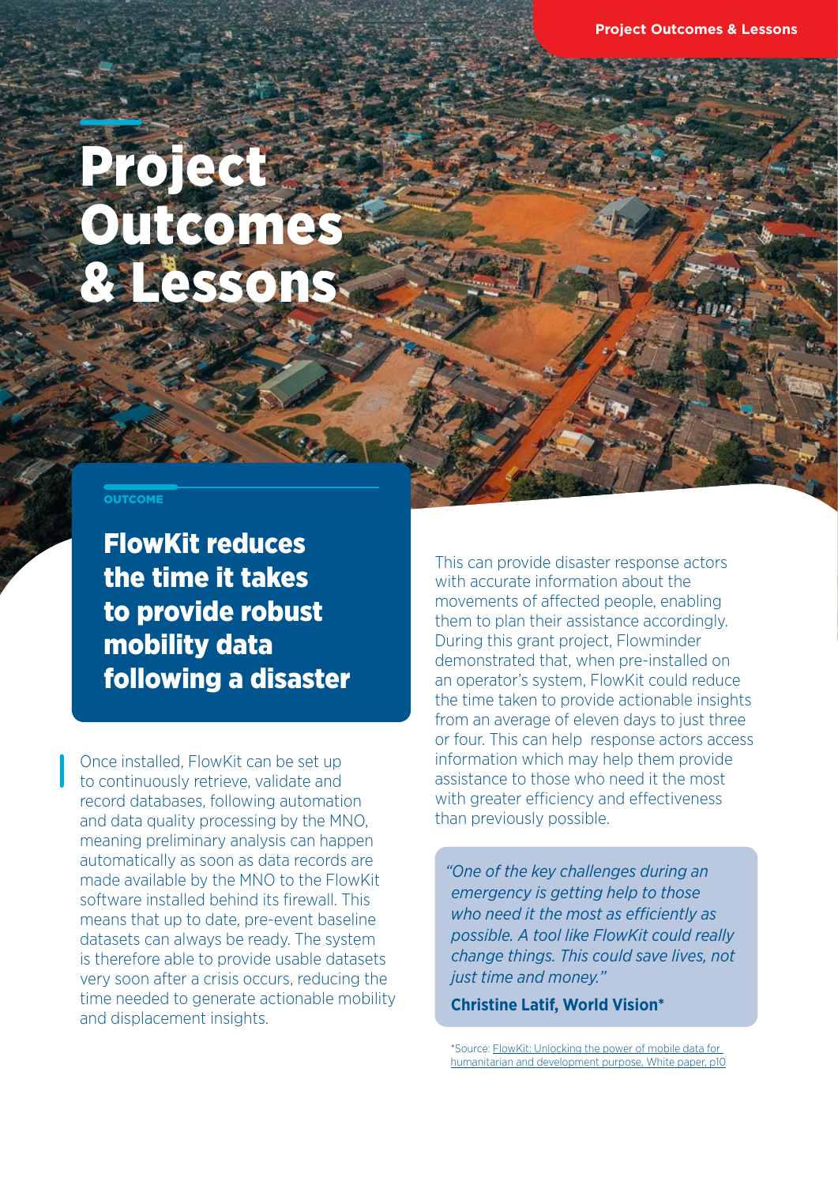// 
# Project Outcomes & Lessons

OUTCOME

## FlowKit reduces the time it takes to provide robust mobility data following a disaster

Once installed, FlowKit can be set up to continuously retrieve, validate and record databases, following automation and data quality processing by the MNO, meaning preliminary analysis can happen automatically as soon as data records are made available by the MNO to the FlowKit software installed behind its firewall. This means that up to date, pre-event baseline datasets can always be ready. The system is therefore able to provide usable datasets very soon after a crisis occurs, reducing the time needed to generate actionable mobility and displacement insights.

This can provide disaster response actors with accurate information about the movements of affected people, enabling them to plan their assistance accordingly. During this grant project, Flowminder demonstrated that, when pre-installed on an operator's system, FlowKit could reduce the time taken to provide actionable insights from an average of eleven days to just three or four. This can help response actors access information which may help them provide assistance to those who need it the most with greater efficiency and effectiveness than previously possible.

> *"One of the key challenges during an emergency is getting help to those who need it the most as efficiently as possible. A tool like FlowKit could really change things. This could save lives, not just time and money."*
>
> **Christine Latif, World Vision***

*Source: [FlowKit: Unlocking the power of mobile data for humanitarian and development purpose, White paper, p10]()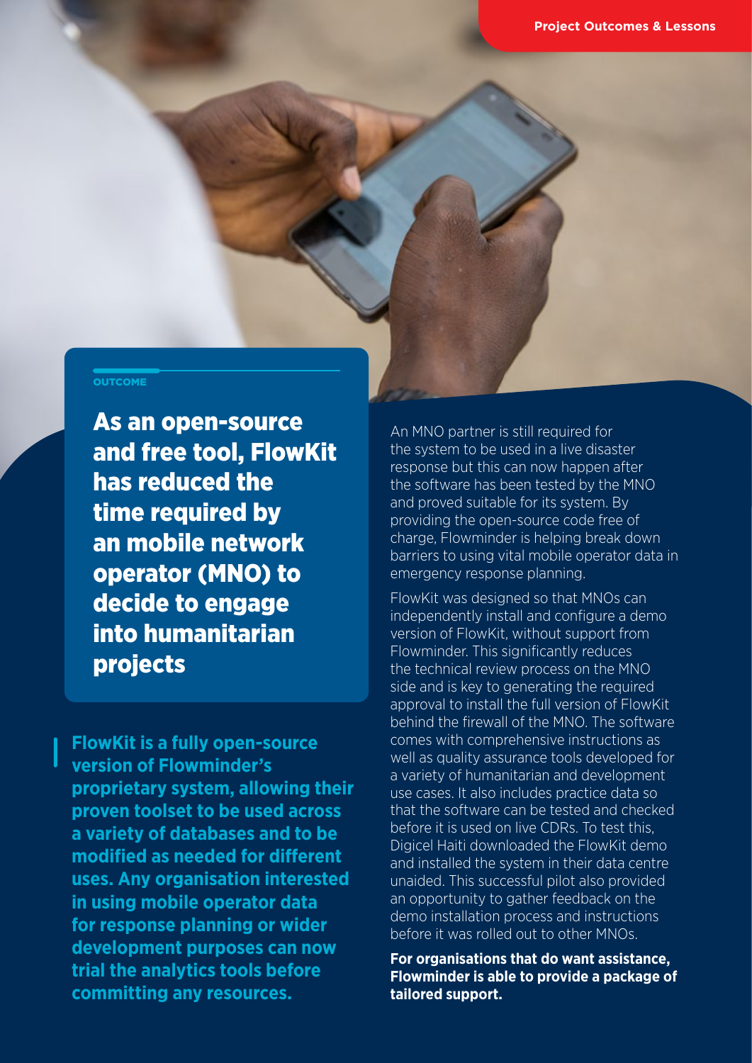OUTCOME

## As an open-source and free tool, FlowKit has reduced the time required by an mobile network operator (MNO) to decide to engage into humanitarian projects

**FlowKit is a fully open-source version of Flowminder's proprietary system, allowing their proven toolset to be used across a variety of databases and to be modified as needed for different uses. Any organisation interested in using mobile operator data for response planning or wider development purposes can now trial the analytics tools before committing any resources.**

An MNO partner is still required for the system to be used in a live disaster response but this can now happen after the software has been tested by the MNO and proved suitable for its system. By providing the open-source code free of charge, Flowminder is helping break down barriers to using vital mobile operator data in emergency response planning.

FlowKit was designed so that MNOs can independently install and configure a demo version of FlowKit, without support from Flowminder. This significantly reduces the technical review process on the MNO side and is key to generating the required approval to install the full version of FlowKit behind the firewall of the MNO. The software comes with comprehensive instructions as well as quality assurance tools developed for a variety of humanitarian and development use cases. It also includes practice data so that the software can be tested and checked before it is used on live CDRs. To test this, Digicel Haiti downloaded the FlowKit demo and installed the system in their data centre unaided. This successful pilot also provided an opportunity to gather feedback on the demo installation process and instructions before it was rolled out to other MNOs.

**For organisations that do want assistance, Flowminder is able to provide a package of tailored support.**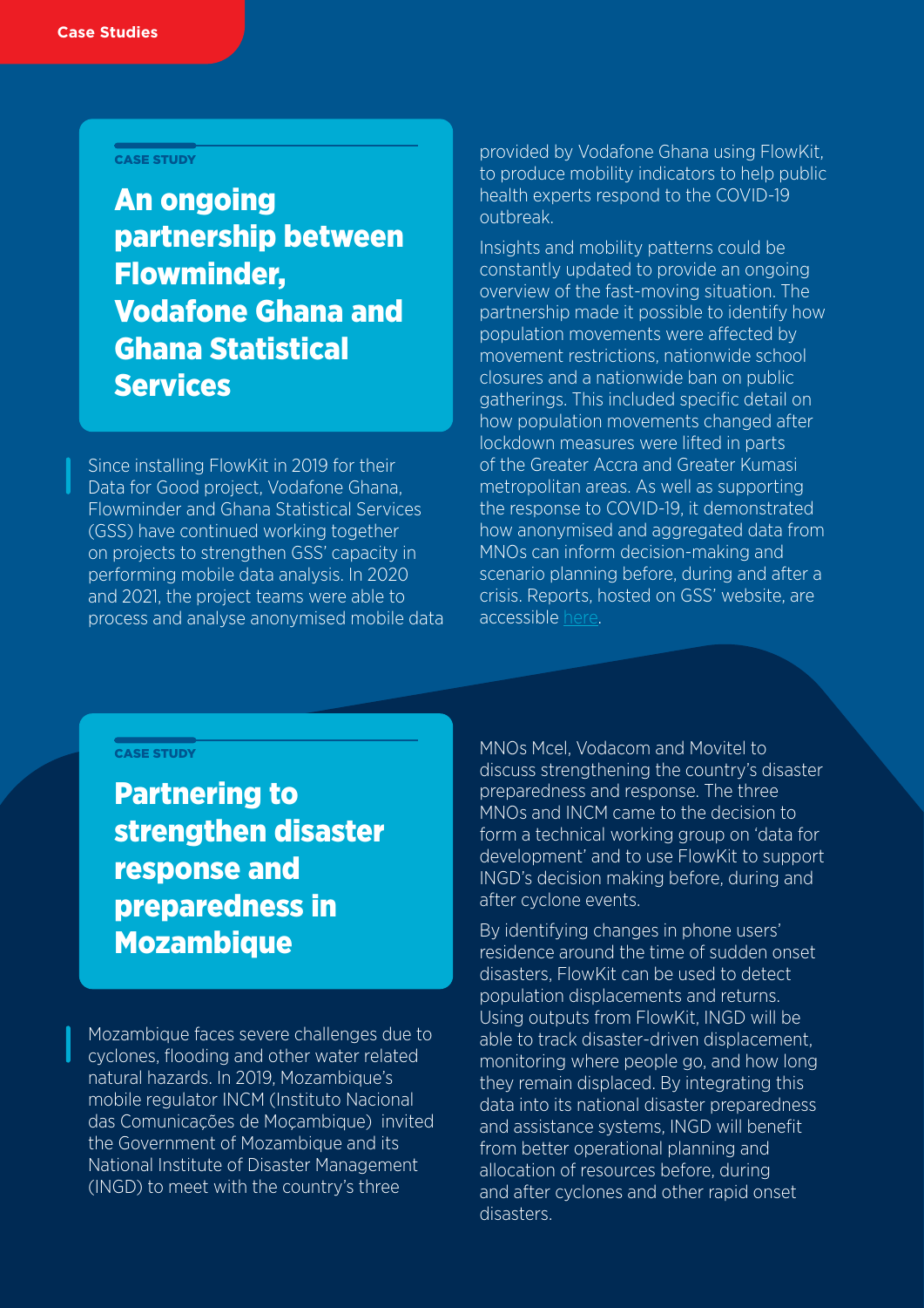CASE STUDY

## An ongoing partnership between Flowminder, Vodafone Ghana and Ghana Statistical Services

Since installing FlowKit in 2019 for their Data for Good project, Vodafone Ghana, Flowminder and Ghana Statistical Services (GSS) have continued working together on projects to strengthen GSS' capacity in performing mobile data analysis. In 2020 and 2021, the project teams were able to process and analyse anonymised mobile data provided by Vodafone Ghana using FlowKit, to produce mobility indicators to help public health experts respond to the COVID-19 outbreak.

Insights and mobility patterns could be constantly updated to provide an ongoing overview of the fast-moving situation. The partnership made it possible to identify how population movements were affected by movement restrictions, nationwide school closures and a nationwide ban on public gatherings. This included specific detail on how population movements changed after lockdown measures were lifted in parts of the Greater Accra and Greater Kumasi metropolitan areas. As well as supporting the response to COVID-19, it demonstrated how anonymised and aggregated data from MNOs can inform decision-making and scenario planning before, during and after a crisis. Reports, hosted on GSS' website, are accessible here.

CASE STUDY

## Partnering to strengthen disaster response and preparedness in Mozambique

Mozambique faces severe challenges due to cyclones, flooding and other water related natural hazards. In 2019, Mozambique's mobile regulator INCM (Instituto Nacional das Comunicações de Moçambique) invited the Government of Mozambique and its National Institute of Disaster Management (INGD) to meet with the country's three MNOs Mcel, Vodacom and Movitel to discuss strengthening the country's disaster preparedness and response. The three MNOs and INCM came to the decision to form a technical working group on 'data for development' and to use FlowKit to support INGD's decision making before, during and after cyclone events.

By identifying changes in phone users' residence around the time of sudden onset disasters, FlowKit can be used to detect population displacements and returns. Using outputs from FlowKit, INGD will be able to track disaster-driven displacement, monitoring where people go, and how long they remain displaced. By integrating this data into its national disaster preparedness and assistance systems, INGD will benefit from better operational planning and allocation of resources before, during and after cyclones and other rapid onset disasters.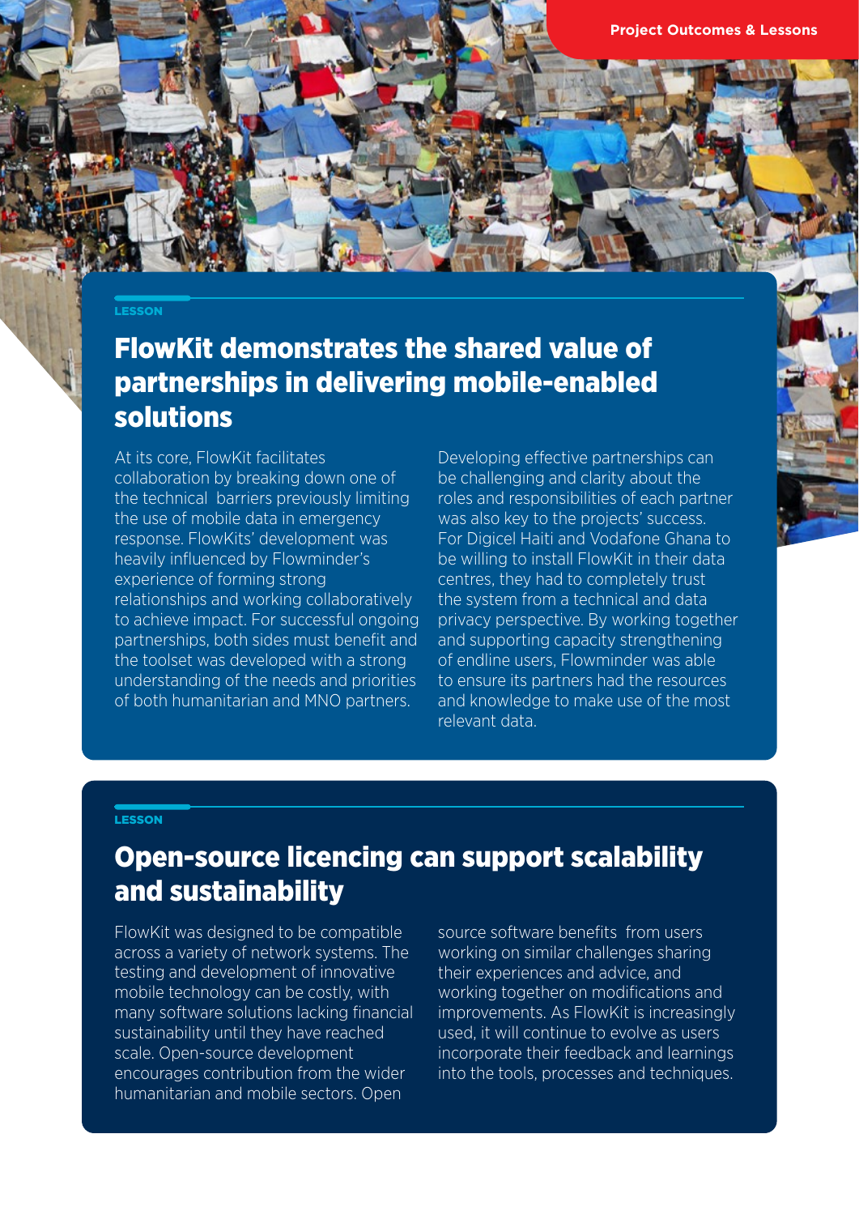LESSON

## FlowKit demonstrates the shared value of partnerships in delivering mobile-enabled solutions

At its core, FlowKit facilitates collaboration by breaking down one of the technical barriers previously limiting the use of mobile data in emergency response. FlowKits' development was heavily influenced by Flowminder's experience of forming strong relationships and working collaboratively to achieve impact. For successful ongoing partnerships, both sides must benefit and the toolset was developed with a strong understanding of the needs and priorities of both humanitarian and MNO partners.

Developing effective partnerships can be challenging and clarity about the roles and responsibilities of each partner was also key to the projects' success. For Digicel Haiti and Vodafone Ghana to be willing to install FlowKit in their data centres, they had to completely trust the system from a technical and data privacy perspective. By working together and supporting capacity strengthening of endline users, Flowminder was able to ensure its partners had the resources and knowledge to make use of the most relevant data.

LESSON

## Open-source licencing can support scalability and sustainability

FlowKit was designed to be compatible across a variety of network systems. The testing and development of innovative mobile technology can be costly, with many software solutions lacking financial sustainability until they have reached scale. Open-source development encourages contribution from the wider humanitarian and mobile sectors. Open source software benefits from users working on similar challenges sharing their experiences and advice, and working together on modifications and improvements. As FlowKit is increasingly used, it will continue to evolve as users incorporate their feedback and learnings into the tools, processes and techniques.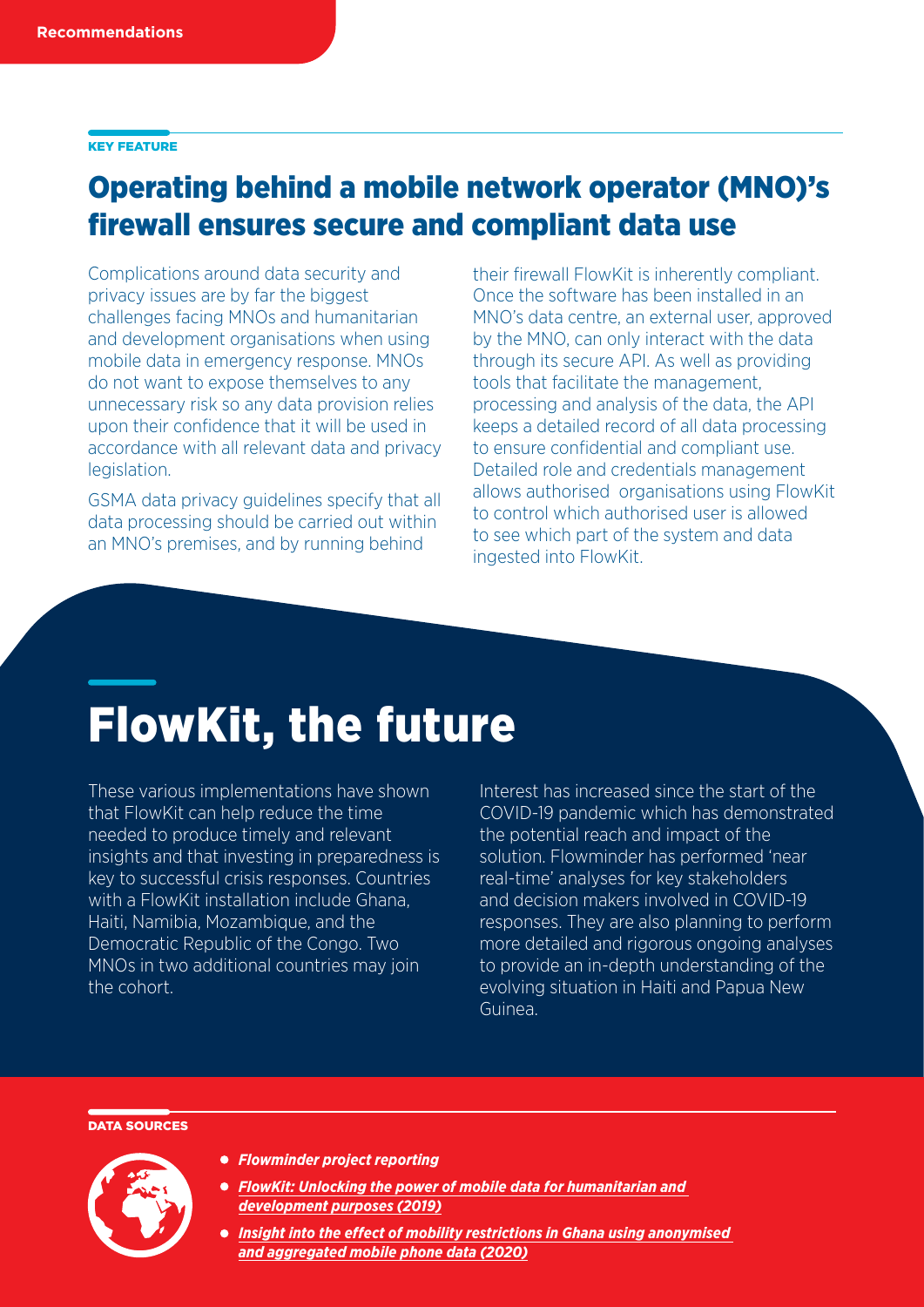KEY FEATURE

## Operating behind a mobile network operator (MNO)'s firewall ensures secure and compliant data use

Complications around data security and privacy issues are by far the biggest challenges facing MNOs and humanitarian and development organisations when using mobile data in emergency response. MNOs do not want to expose themselves to any unnecessary risk so any data provision relies upon their confidence that it will be used in accordance with all relevant data and privacy legislation.

GSMA data privacy guidelines specify that all data processing should be carried out within an MNO's premises, and by running behind their firewall FlowKit is inherently compliant. Once the software has been installed in an MNO's data centre, an external user, approved by the MNO, can only interact with the data through its secure API. As well as providing tools that facilitate the management, processing and analysis of the data, the API keeps a detailed record of all data processing to ensure confidential and compliant use. Detailed role and credentials management allows authorised organisations using FlowKit to control which authorised user is allowed to see which part of the system and data ingested into FlowKit.

# FlowKit, the future

These various implementations have shown that FlowKit can help reduce the time needed to produce timely and relevant insights and that investing in preparedness is key to successful crisis responses. Countries with a FlowKit installation include Ghana, Haiti, Namibia, Mozambique, and the Democratic Republic of the Congo. Two MNOs in two additional countries may join the cohort.

Interest has increased since the start of the COVID-19 pandemic which has demonstrated the potential reach and impact of the solution. Flowminder has performed 'near real-time' analyses for key stakeholders and decision makers involved in COVID-19 responses. They are also planning to perform more detailed and rigorous ongoing analyses to provide an in-depth understanding of the evolving situation in Haiti and Papua New Guinea.

DATA SOURCES

- ***Flowminder project reporting***
- ***FlowKit: Unlocking the power of mobile data for humanitarian and development purposes (2019)***
- ***Insight into the effect of mobility restrictions in Ghana using anonymised and aggregated mobile phone data (2020)***